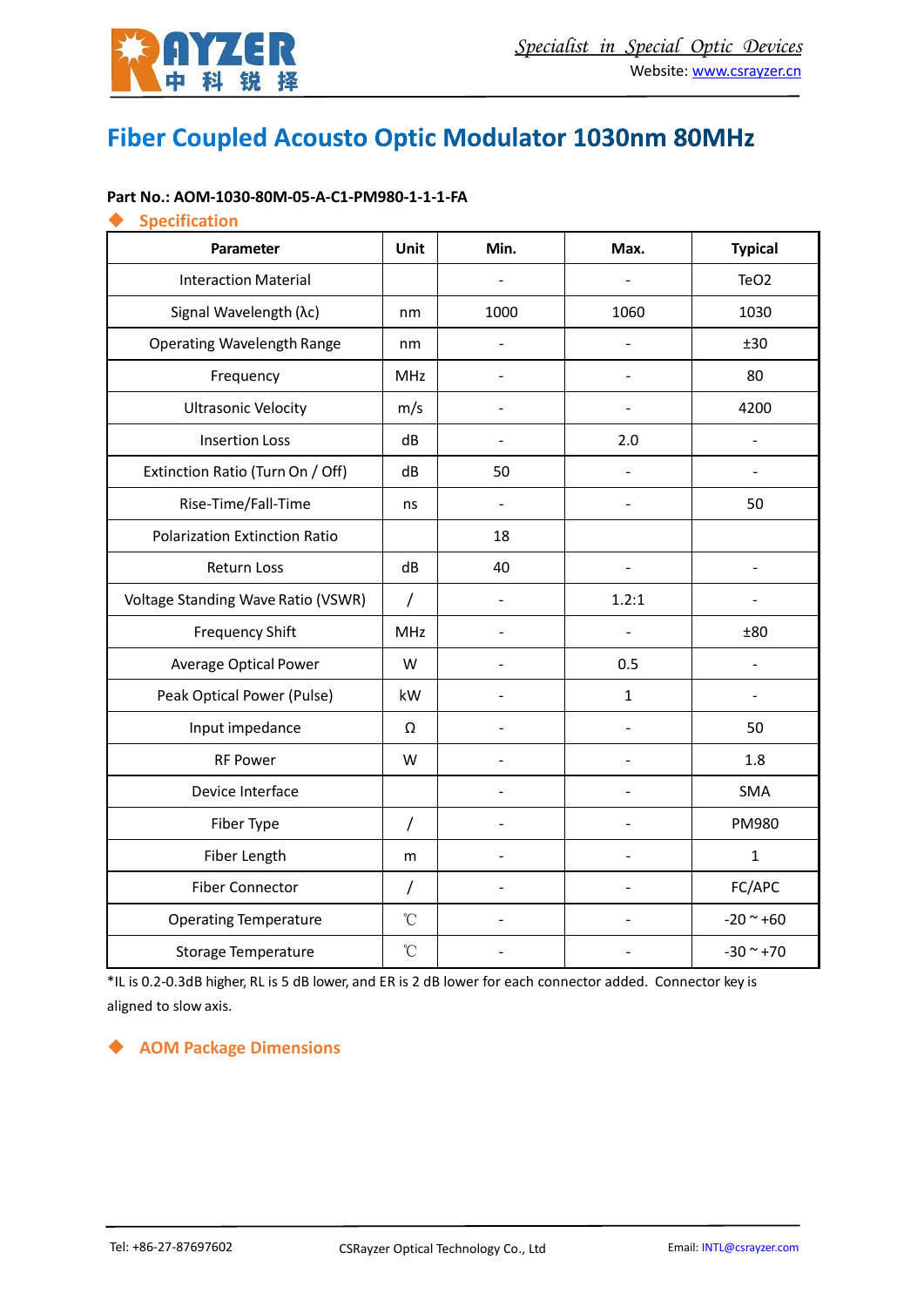# Fiber Coupled Acousto Optic Modulator 1030nm 80MHz

**Part No.: AOM-1030-80M-05-A-C1-PM980-1-1-1-FA**

## Specification

| Parameter | Unit | Min. | Max. | Typical |
|---|---|---|---|---|
| Interaction Material | | - | - | $TeO_2$ |
| Signal Wavelength (λc) | nm | 1000 | 1060 | 1030 |
| Operating Wavelength Range | nm | - | - | ±30 |
| Frequency | MHz | - | - | 80 |
| Ultrasonic Velocity | m/s | - | - | 4200 |
| Insertion Loss | dB | - | 2.0 | - |
| Extinction Ratio (Turn On / Off) | dB | 50 | - | - |
| Rise-Time/Fall-Time | ns | - | - | 50 |
| Polarization Extinction Ratio | | 18 | | |
| Return Loss | dB | 40 | - | - |
| Voltage Standing Wave Ratio (VSWR) | / | - | 1.2:1 | - |
| Frequency Shift | MHz | - | - | ±80 |
| Average Optical Power | W | - | 0.5 | - |
| Peak Optical Power (Pulse) | kW | - | 1 | - |
| Input impedance | Ω | - | - | 50 |
| RF Power | W | - | - | 1.8 |
| Device Interface | | - | - | SMA |
| Fiber Type | / | - | - | PM980 |
| Fiber Length | m | - | - | 1 |
| Fiber Connector | / | - | - | FC/APC |
| Operating Temperature | ℃ | - | - | -20 ~ +60 |
| Storage Temperature | ℃ | - | - | -30 ~ +70 |

*IL is 0.2-0.3dB higher, RL is 5 dB lower, and ER is 2 dB lower for each connector added. Connector key is aligned to slow axis.

## AOM Package Dimensions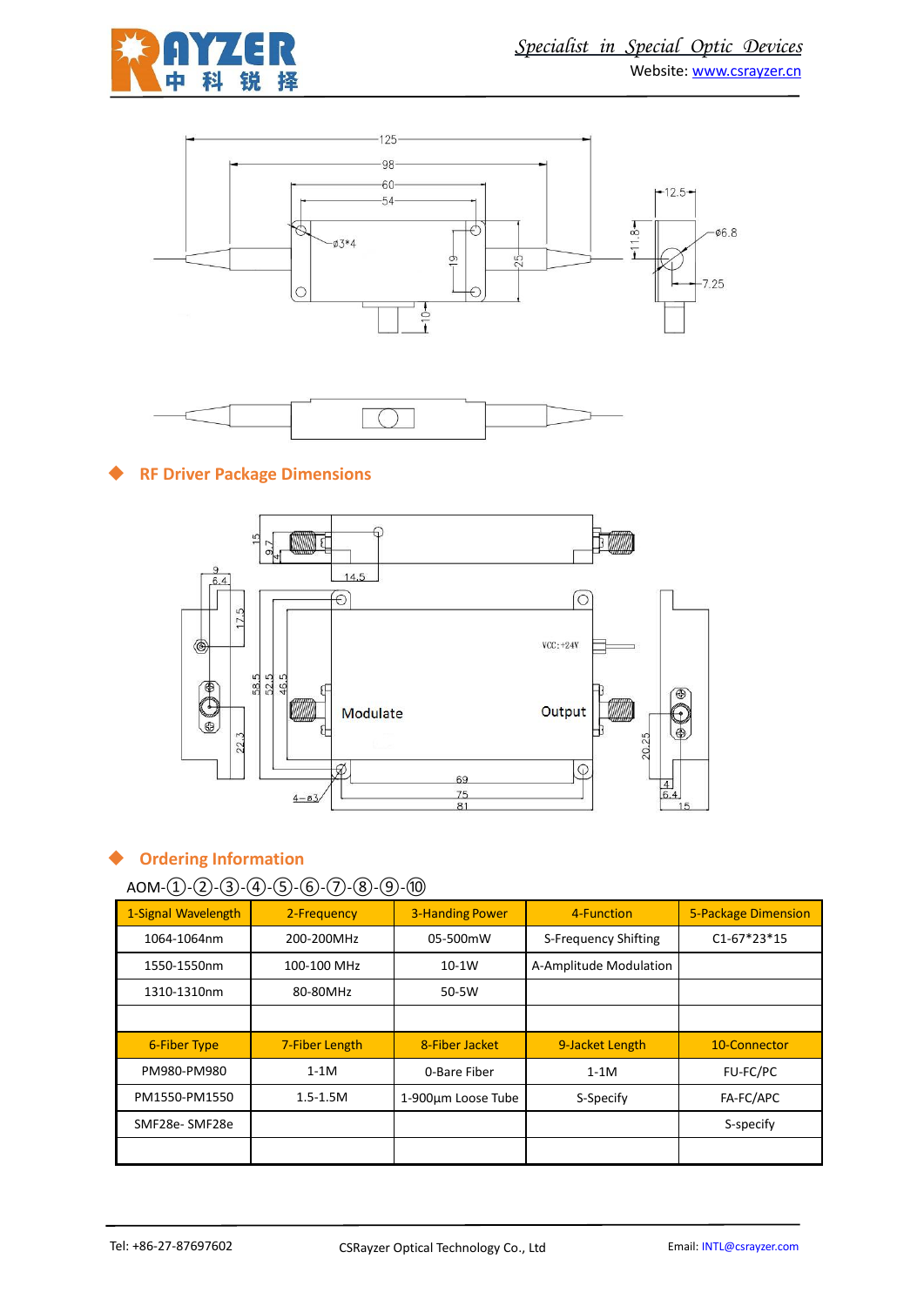125
98
60
54
ø3*4
19
25
10
12.5
11.8
ø6.8
7.25

## RF Driver Package Dimensions

15
9.7
4
14.5
9
6.4
17.5
58.5
52.5
46.5
22.3
VCC:+24V
Modulate
Output
20.25
4-ø3
69
75
81
4
6.4
15

## Ordering Information

AOM-①-②-③-④-⑤-⑥-⑦-⑧-⑨-⑩

| 1-Signal Wavelength | 2-Frequency | 3-Handing Power | 4-Function | 5-Package Dimension |
|---|---|---|---|---|
| 1064-1064nm | 200-200MHz | 05-500mW | S-Frequency Shifting | C1-67*23*15 |
| 1550-1550nm | 100-100 MHz | 10-1W | A-Amplitude Modulation | |
| 1310-1310nm | 80-80MHz | 50-5W | | |
| | | | | |
| **6-Fiber Type** | **7-Fiber Length** | **8-Fiber Jacket** | **9-Jacket Length** | **10-Connector** |
| PM980-PM980 | 1-1M | 0-Bare Fiber | 1-1M | FU-FC/PC |
| PM1550-PM1550 | 1.5-1.5M | 1-900μm Loose Tube | S-Specify | FA-FC/APC |
| SMF28e- SMF28e | | | | S-specify |
| | | | | |